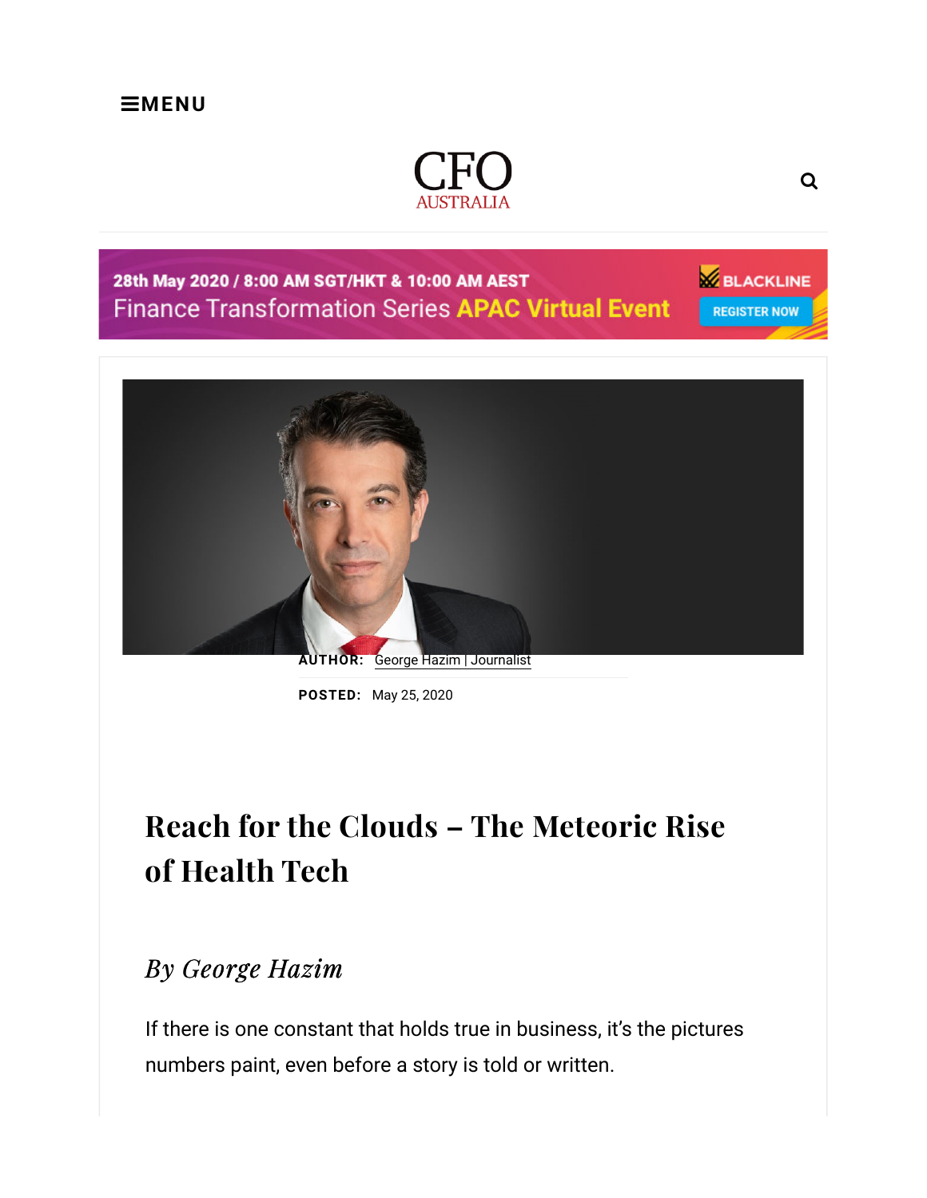**AUTHOR:** George Hazim | Journalist

**POSTED:** May 25, 2020

# Reach for the Clouds – The Meteoric Rise of Health Tech

## *By George Hazim*

If there is one constant that holds true in business, it's the pictures numbers paint, even before a story is told or written.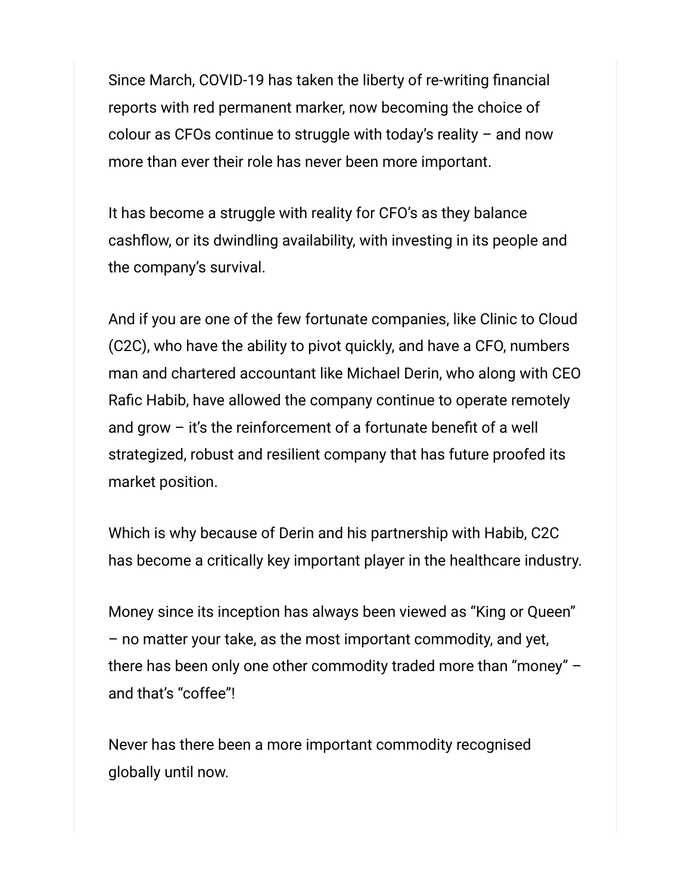Since March, COVID-19 has taken the liberty of re-writing financial reports with red permanent marker, now becoming the choice of colour as CFOs continue to struggle with today's reality – and now more than ever their role has never been more important.

It has become a struggle with reality for CFO's as they balance cashflow, or its dwindling availability, with investing in its people and the company's survival.

And if you are one of the few fortunate companies, like Clinic to Cloud (C2C), who have the ability to pivot quickly, and have a CFO, numbers man and chartered accountant like Michael Derin, who along with CEO Rafic Habib, have allowed the company continue to operate remotely and grow – it's the reinforcement of a fortunate benefit of a well strategized, robust and resilient company that has future proofed its market position.

Which is why because of Derin and his partnership with Habib, C2C has become a critically key important player in the healthcare industry.

Money since its inception has always been viewed as "King or Queen" – no matter your take, as the most important commodity, and yet, there has been only one other commodity traded more than "money" – and that's "coffee"!

Never has there been a more important commodity recognised globally until now.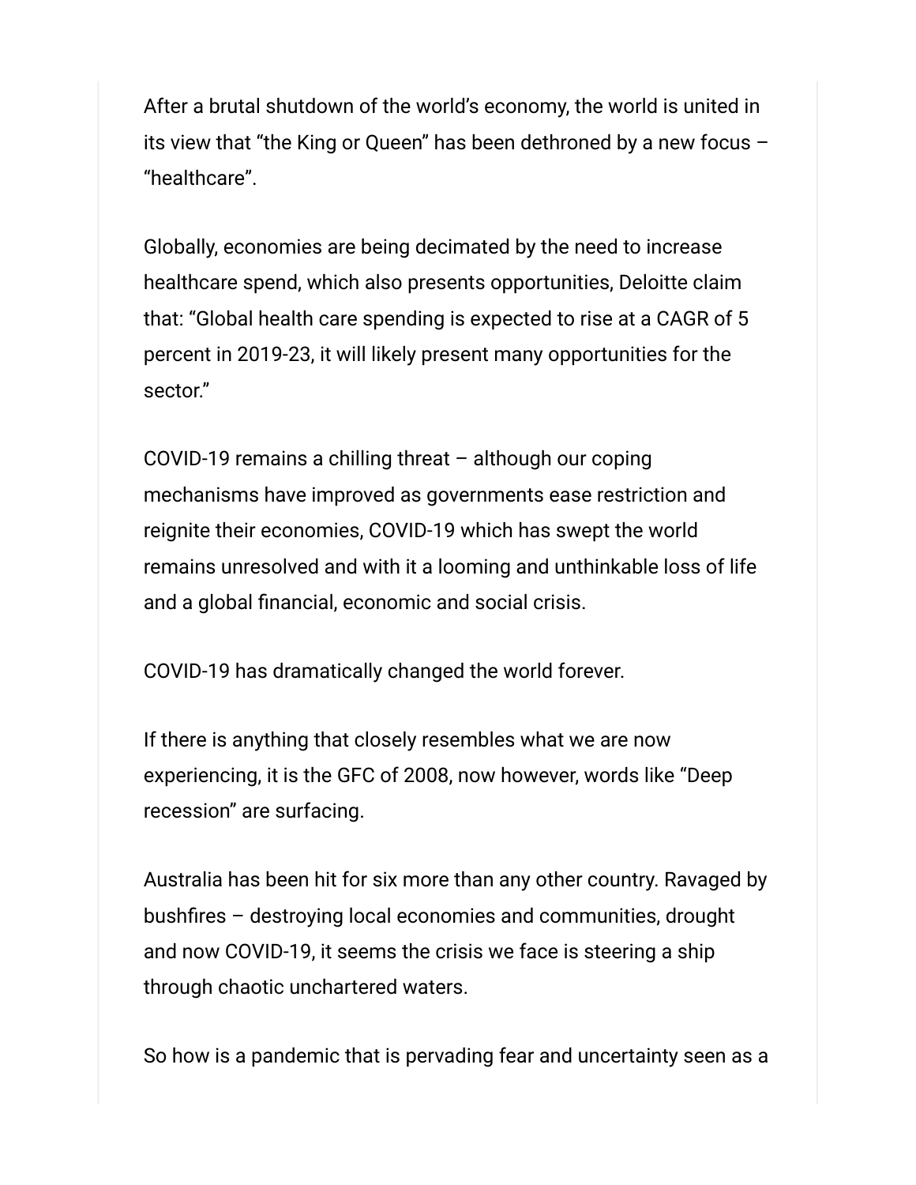After a brutal shutdown of the world's economy, the world is united in its view that "the King or Queen" has been dethroned by a new focus – "healthcare".

Globally, economies are being decimated by the need to increase healthcare spend, which also presents opportunities, Deloitte claim that: "Global health care spending is expected to rise at a CAGR of 5 percent in 2019-23, it will likely present many opportunities for the sector."

COVID-19 remains a chilling threat – although our coping mechanisms have improved as governments ease restriction and reignite their economies, COVID-19 which has swept the world remains unresolved and with it a looming and unthinkable loss of life and a global financial, economic and social crisis.

COVID-19 has dramatically changed the world forever.

If there is anything that closely resembles what we are now experiencing, it is the GFC of 2008, now however, words like "Deep recession" are surfacing.

Australia has been hit for six more than any other country. Ravaged by bushfires – destroying local economies and communities, drought and now COVID-19, it seems the crisis we face is steering a ship through chaotic unchartered waters.

So how is a pandemic that is pervading fear and uncertainty seen as a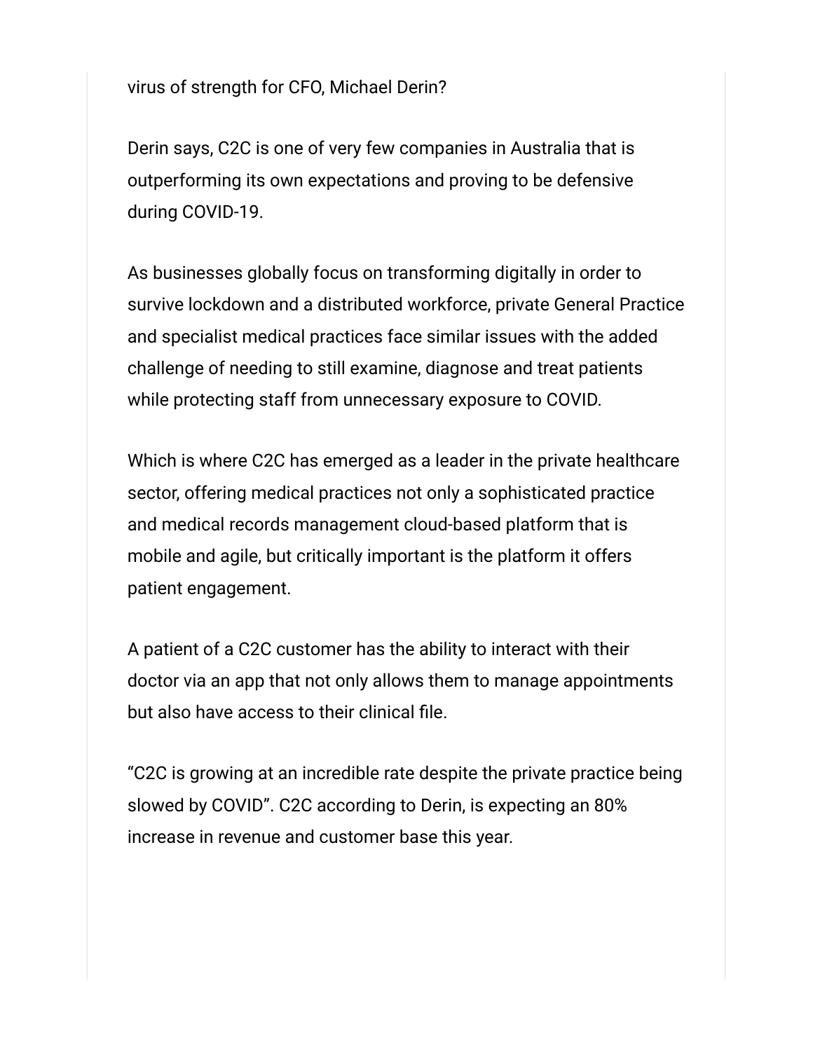virus of strength for CFO, Michael Derin?

Derin says, C2C is one of very few companies in Australia that is outperforming its own expectations and proving to be defensive during COVID-19.

As businesses globally focus on transforming digitally in order to survive lockdown and a distributed workforce, private General Practice and specialist medical practices face similar issues with the added challenge of needing to still examine, diagnose and treat patients while protecting staff from unnecessary exposure to COVID.

Which is where C2C has emerged as a leader in the private healthcare sector, offering medical practices not only a sophisticated practice and medical records management cloud-based platform that is mobile and agile, but critically important is the platform it offers patient engagement.

A patient of a C2C customer has the ability to interact with their doctor via an app that not only allows them to manage appointments but also have access to their clinical file.

"C2C is growing at an incredible rate despite the private practice being slowed by COVID". C2C according to Derin, is expecting an 80% increase in revenue and customer base this year.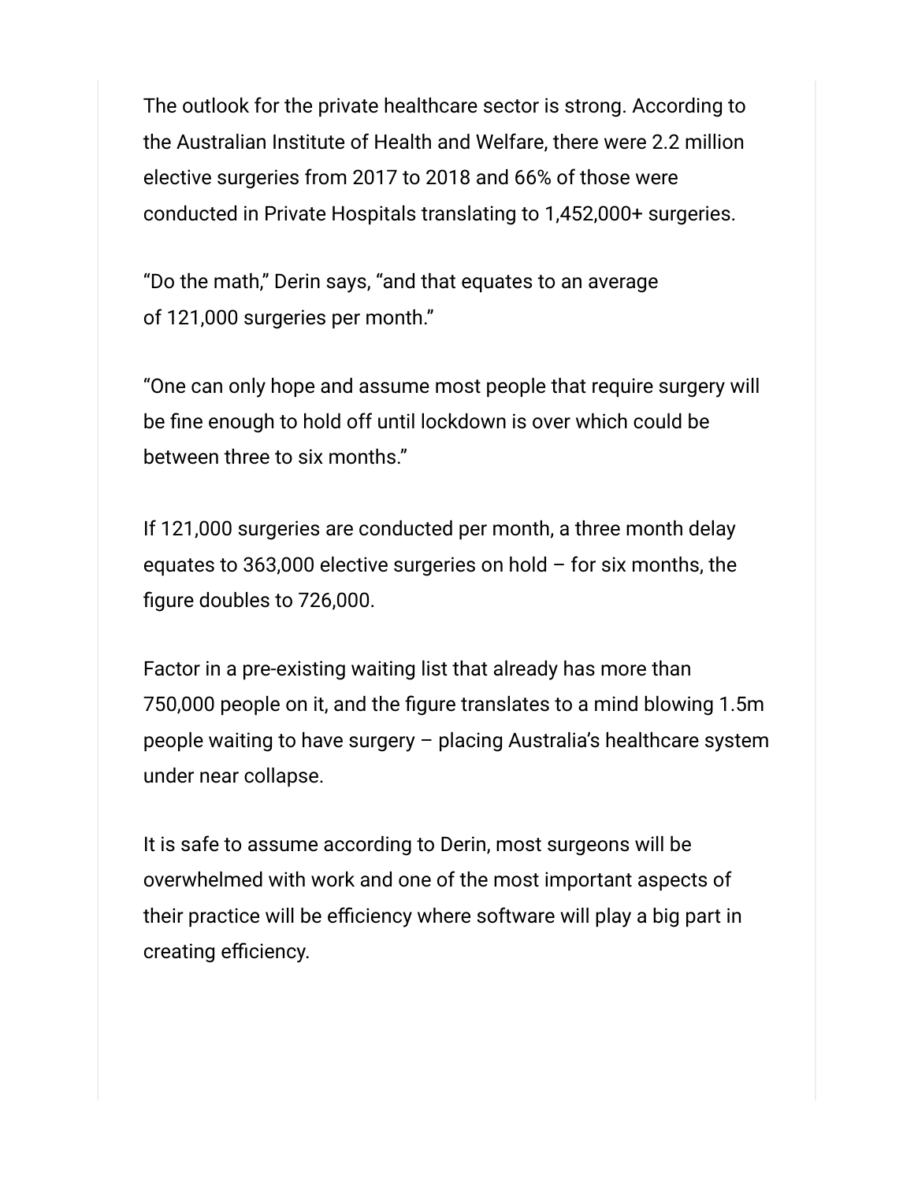The outlook for the private healthcare sector is strong. According to the Australian Institute of Health and Welfare, there were 2.2 million elective surgeries from 2017 to 2018 and 66% of those were conducted in Private Hospitals translating to 1,452,000+ surgeries.

“Do the math,” Derin says, “and that equates to an average of 121,000 surgeries per month.”

“One can only hope and assume most people that require surgery will be fine enough to hold off until lockdown is over which could be between three to six months.”

If 121,000 surgeries are conducted per month, a three month delay equates to 363,000 elective surgeries on hold – for six months, the figure doubles to 726,000.

Factor in a pre-existing waiting list that already has more than 750,000 people on it, and the figure translates to a mind blowing 1.5m people waiting to have surgery – placing Australia’s healthcare system under near collapse.

It is safe to assume according to Derin, most surgeons will be overwhelmed with work and one of the most important aspects of their practice will be efficiency where software will play a big part in creating efficiency.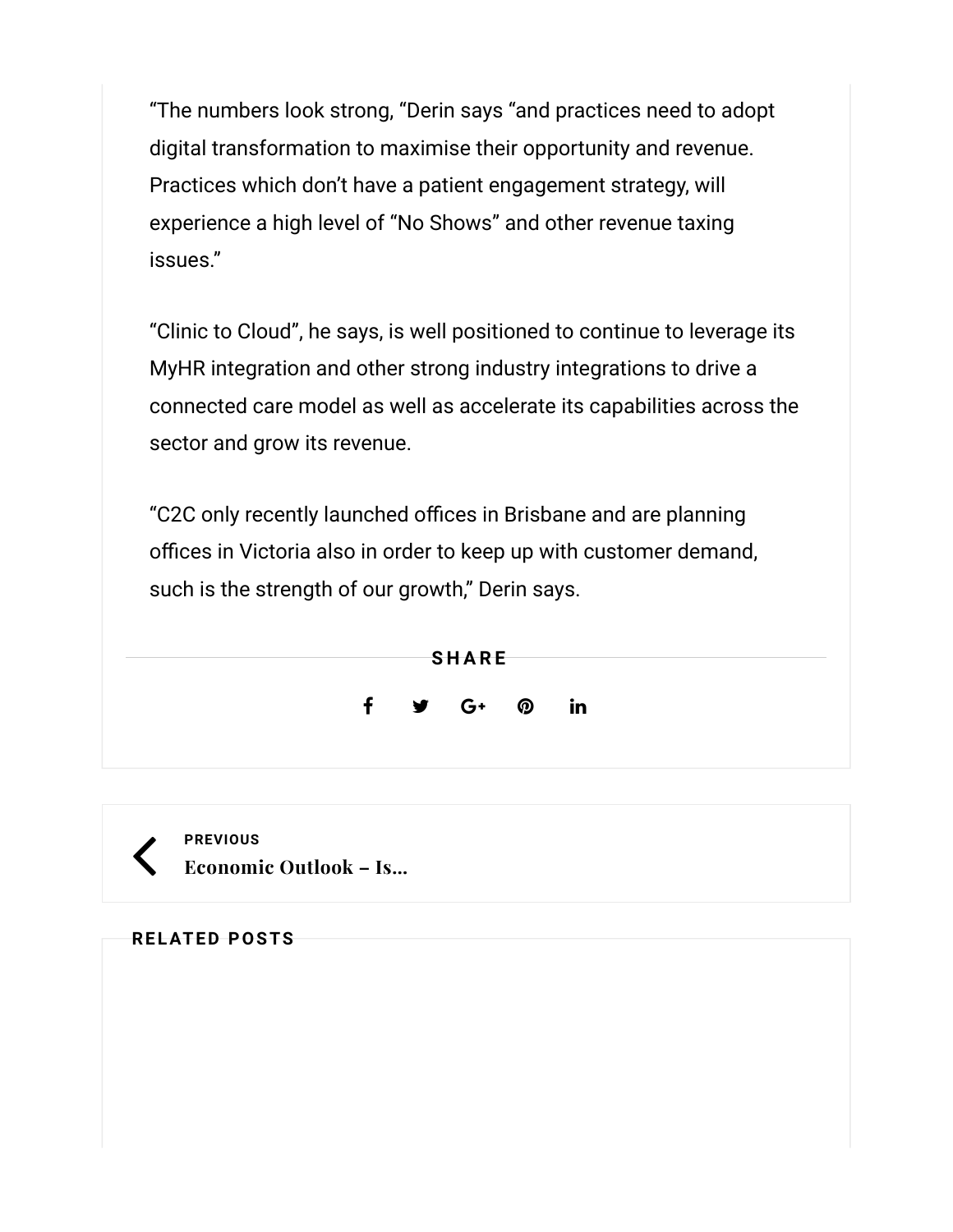"The numbers look strong, "Derin says "and practices need to adopt digital transformation to maximise their opportunity and revenue. Practices which don't have a patient engagement strategy, will experience a high level of "No Shows" and other revenue taxing issues."

"Clinic to Cloud", he says, is well positioned to continue to leverage its MyHR integration and other strong industry integrations to drive a connected care model as well as accelerate its capabilities across the sector and grow its revenue.

"C2C only recently launched offices in Brisbane and are planning offices in Victoria also in order to keep up with customer demand, such is the strength of our growth," Derin says.

**SHARE**

**PREVIOUS**
**Economic Outlook – Is...**

**RELATED POSTS**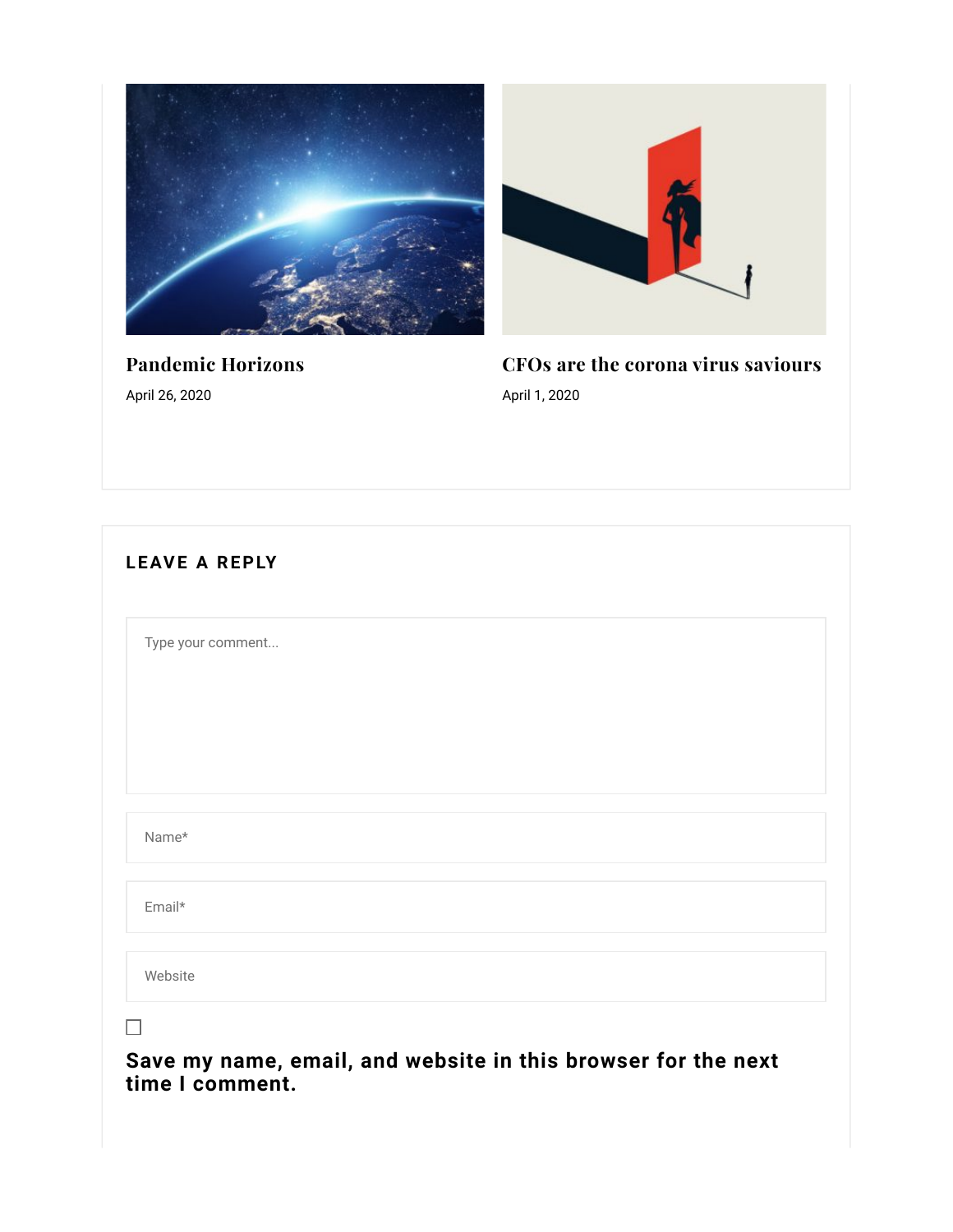### Pandemic Horizons

April 26, 2020

### CFOs are the corona virus saviours

April 1, 2020

## LEAVE A REPLY

Type your comment...

Name*

Email*

Website

☐

**Save my name, email, and website in this browser for the next time I comment.**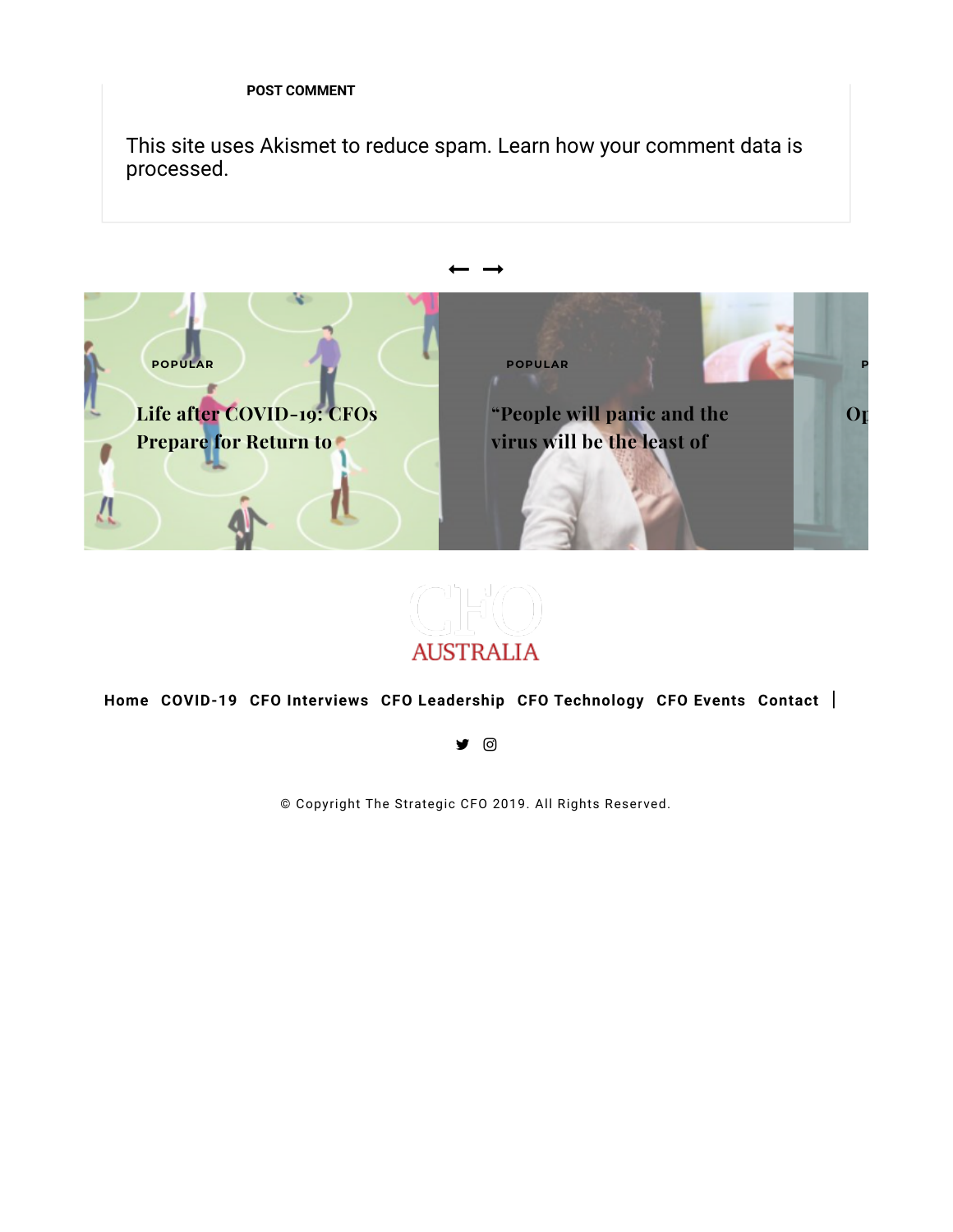POST COMMENT

This site uses Akismet to reduce spam. Learn how your comment data is processed.

POPULAR

**Life after COVID-19: CFOs Prepare for Return to**

POPULAR

**"People will panic and the virus will be the least of**

P

**Op**

CFO AUSTRALIA

Home COVID-19 CFO Interviews CFO Leadership CFO Technology CFO Events Contact

© Copyright The Strategic CFO 2019. All Rights Reserved.